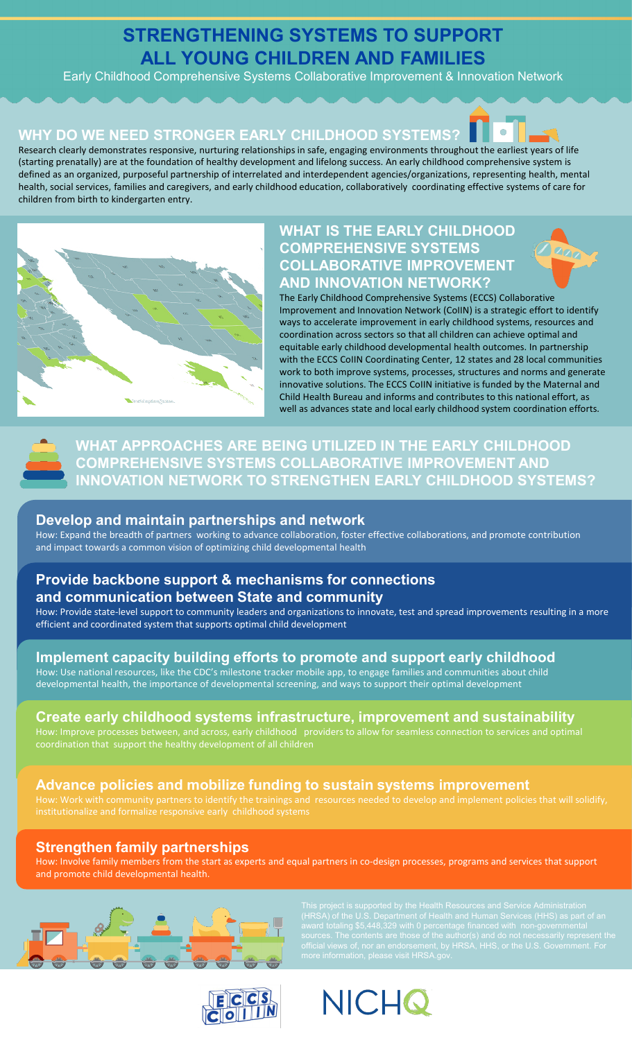# STRENGTHENING SYSTEMS TO SUPPORT ALL YOUNG CHILDREN AND FAMILIES

Early Childhood Comprehensive Systems Collaborative Improvement & Innovation Network

## WHY DO WE NEED STRONGER EARLY CHILDHOOD SYSTEMS?

Research clearly demonstrates responsive, nurturing relationships in safe, engaging environments throughout the earliest years of life (starting prenatally) are at the foundation of healthy development and lifelong success. An early childhood comprehensive system is defined as an organized, purposeful partnership of interrelated and interdependent agencies/organizations, representing health, mental health, social services, families and caregivers, and early childhood education, collaboratively coordinating effective systems of care for children from birth to kindergarten entry.

## WHAT IS THE EARLY CHILDHOOD COMPREHENSIVE SYSTEMS COLLABORATIVE IMPROVEMENT AND INNOVATION NETWORK?

The Early Childhood Comprehensive Systems (ECCS) Collaborative Improvement and Innovation Network (CoIIN) is a strategic effort to identify ways to accelerate improvement in early childhood systems, resources and coordination across sectors so that all children can achieve optimal and equitable early childhood developmental health outcomes. In partnership with the ECCS CoIIN Coordinating Center, 12 states and 28 local communities work to both improve systems, processes, structures and norms and generate innovative solutions. The ECCS CoIIN initiative is funded by the Maternal and Child Health Bureau and informs and contributes to this national effort, as well as advances state and local early childhood system coordination efforts.

## WHAT APPROACHES ARE BEING UTILIZED IN THE EARLY CHILDHOOD COMPREHENSIVE SYSTEMS COLLABORATIVE IMPROVEMENT AND INNOVATION NETWORK TO STRENGTHEN EARLY CHILDHOOD SYSTEMS?

### Develop and maintain partnerships and network

How: Expand the breadth of partners working to advance collaboration, foster effective collaborations, and promote contribution and impact towards a common vision of optimizing child developmental health

### Provide backbone support & mechanisms for connections and communication between State and community

How: Provide state-level support to community leaders and organizations to innovate, test and spread improvements resulting in a more efficient and coordinated system that supports optimal child development

### Implement capacity building efforts to promote and support early childhood

How: Use national resources, like the CDC's milestone tracker mobile app, to engage families and communities about child developmental health, the importance of developmental screening, and ways to support their optimal development

### Create early childhood systems infrastructure, improvement and sustainability

How: Improve processes between, and across, early childhood providers to allow for seamless connection to services and optimal coordination that support the healthy development of all children

### Advance policies and mobilize funding to sustain systems improvement

How: Work with community partners to identify the trainings and resources needed to develop and implement policies that will solidify, institutionalize and formalize responsive early childhood systems

### Strengthen family partnerships

How: Involve family members from the start as experts and equal partners in co-design processes, programs and services that support and promote child developmental health.

This project is supported by the Health Resources and Service Administration (HRSA) of the U.S. Department of Health and Human Services (HHS) as part of an award totaling $5,448,329 with 0 percentage financed with non-governmental sources. The contents are those of the author(s) and do not necessarily represent the official views of, nor an endorsement, by HRSA, HHS, or the U.S. Government. For more information, please visit HRSA.gov.

ECCS CoIIN

NICHQ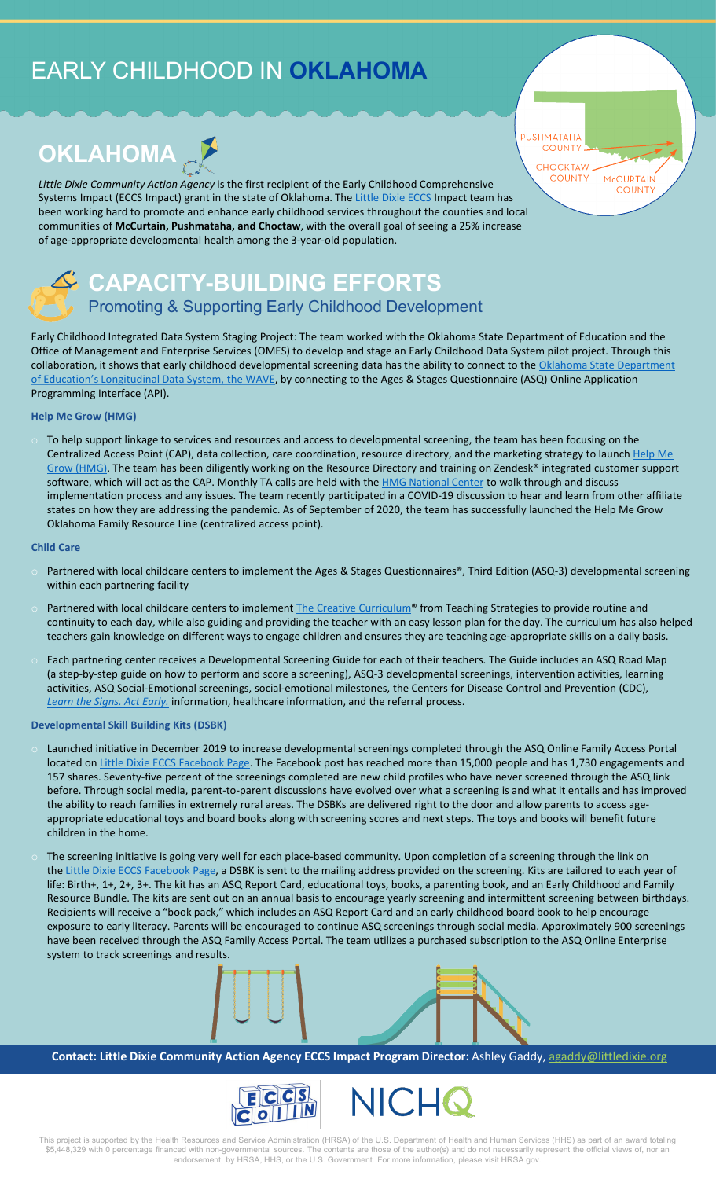# EARLY CHILDHOOD IN **OKLAHOMA**

## OKLAHOMA

PUSHMATAHA COUNTY
CHOCKTAW COUNTY
McCURTAIN COUNTY

*Little Dixie Community Action Agency* is the first recipient of the Early Childhood Comprehensive Systems Impact (ECCS Impact) grant in the state of Oklahoma. The Little Dixie ECCS Impact team has been working hard to promote and enhance early childhood services throughout the counties and local communities of **McCurtain, Pushmataha, and Choctaw**, with the overall goal of seeing a 25% increase of age-appropriate developmental health among the 3-year-old population.

## CAPACITY-BUILDING EFFORTS

### Promoting & Supporting Early Childhood Development

Early Childhood Integrated Data System Staging Project: The team worked with the Oklahoma State Department of Education and the Office of Management and Enterprise Services (OMES) to develop and stage an Early Childhood Data System pilot project. Through this collaboration, it shows that early childhood developmental screening data has the ability to connect to the Oklahoma State Department of Education's Longitudinal Data System, the WAVE, by connecting to the Ages & Stages Questionnaire (ASQ) Online Application Programming Interface (API).

#### Help Me Grow (HMG)

- To help support linkage to services and resources and access to developmental screening, the team has been focusing on the Centralized Access Point (CAP), data collection, care coordination, resource directory, and the marketing strategy to launch Help Me Grow (HMG). The team has been diligently working on the Resource Directory and training on Zendesk® integrated customer support software, which will act as the CAP. Monthly TA calls are held with the HMG National Center to walk through and discuss implementation process and any issues. The team recently participated in a COVID-19 discussion to hear and learn from other affiliate states on how they are addressing the pandemic. As of September of 2020, the team has successfully launched the Help Me Grow Oklahoma Family Resource Line (centralized access point).

#### Child Care

- Partnered with local childcare centers to implement the Ages & Stages Questionnaires®, Third Edition (ASQ-3) developmental screening within each partnering facility
- Partnered with local childcare centers to implement The Creative Curriculum® from Teaching Strategies to provide routine and continuity to each day, while also guiding and providing the teacher with an easy lesson plan for the day. The curriculum has also helped teachers gain knowledge on different ways to engage children and ensures they are teaching age-appropriate skills on a daily basis.
- Each partnering center receives a Developmental Screening Guide for each of their teachers. The Guide includes an ASQ Road Map (a step-by-step guide on how to perform and score a screening), ASQ-3 developmental screenings, intervention activities, learning activities, ASQ Social-Emotional screenings, social-emotional milestones, the Centers for Disease Control and Prevention (CDC), *Learn the Signs. Act Early.* information, healthcare information, and the referral process.

#### Developmental Skill Building Kits (DSBK)

- Launched initiative in December 2019 to increase developmental screenings completed through the ASQ Online Family Access Portal located on Little Dixie ECCS Facebook Page. The Facebook post has reached more than 15,000 people and has 1,730 engagements and 157 shares. Seventy-five percent of the screenings completed are new child profiles who have never screened through the ASQ link before. Through social media, parent-to-parent discussions have evolved over what a screening is and what it entails and has improved the ability to reach families in extremely rural areas. The DSBKs are delivered right to the door and allow parents to access age-appropriate educational toys and board books along with screening scores and next steps. The toys and books will benefit future children in the home.
- The screening initiative is going very well for each place-based community. Upon completion of a screening through the link on the Little Dixie ECCS Facebook Page, a DSBK is sent to the mailing address provided on the screening. Kits are tailored to each year of life: Birth+, 1+, 2+, 3+. The kit has an ASQ Report Card, educational toys, books, a parenting book, and an Early Childhood and Family Resource Bundle. The kits are sent out on an annual basis to encourage yearly screening and intermittent screening between birthdays. Recipients will receive a "book pack," which includes an ASQ Report Card and an early childhood board book to help encourage exposure to early literacy. Parents will be encouraged to continue ASQ screenings through social media. Approximately 900 screenings have been received through the ASQ Family Access Portal. The team utilizes a purchased subscription to the ASQ Online Enterprise system to track screenings and results.

**Contact: Little Dixie Community Action Agency ECCS Impact Program Director:** Ashley Gaddy, agaddy@littledixie.org

ECCS CoIIN    NICHQ

This project is supported by the Health Resources and Service Administration (HRSA) of the U.S. Department of Health and Human Services (HHS) as part of an award totaling $5,448,329 with 0 percentage financed with non-governmental sources. The contents are those of the author(s) and do not necessarily represent the official views of, nor an endorsement, by HRSA, HHS, or the U.S. Government. For more information, please visit HRSA.gov.